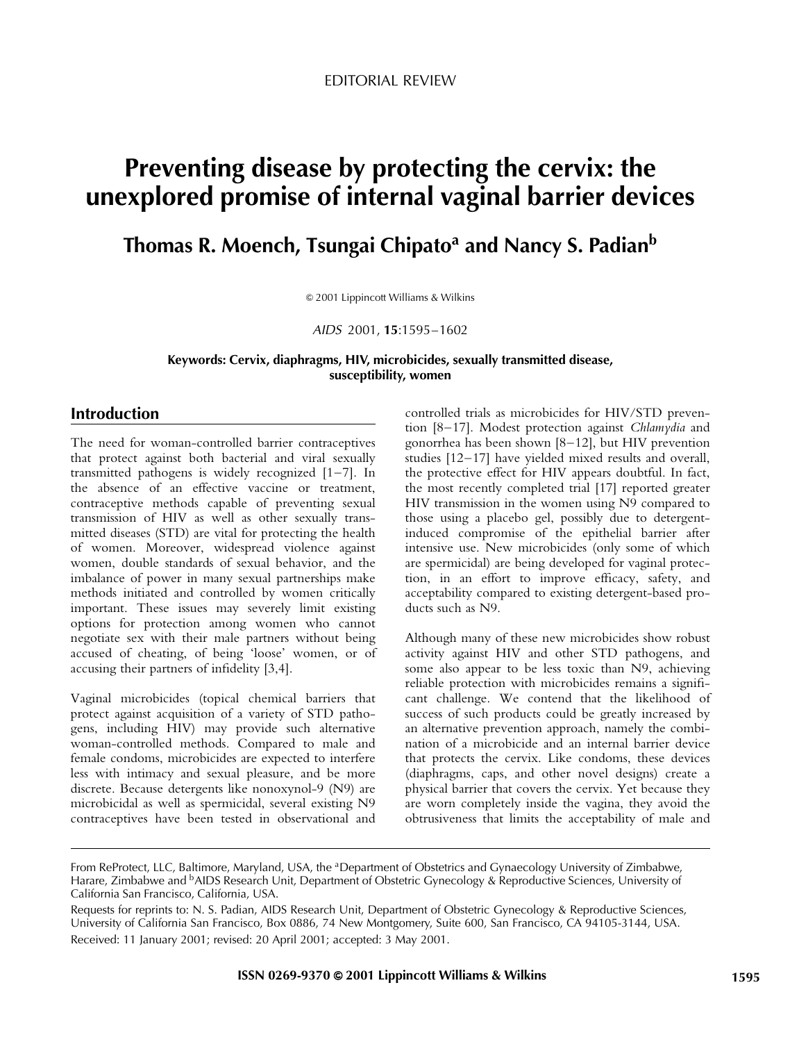EDITORIAL REVIEW

# Preventing disease by protecting the cervix: the unexplored promise of internal vaginal barrier devices

**Thomas R. Moench, Tsungai Chipato[a] and Nancy S. Padian[b]**

© 2001 Lippincott Williams & Wilkins

*AIDS* 2001, **15**:1595–1602

**Keywords: Cervix, diaphragms, HIV, microbicides, sexually transmitted disease, susceptibility, women**

## Introduction

The need for woman-controlled barrier contraceptives that protect against both bacterial and viral sexually transmitted pathogens is widely recognized [1–7]. In the absence of an effective vaccine or treatment, contraceptive methods capable of preventing sexual transmission of HIV as well as other sexually transmitted diseases (STD) are vital for protecting the health of women. Moreover, widespread violence against women, double standards of sexual behavior, and the imbalance of power in many sexual partnerships make methods initiated and controlled by women critically important. These issues may severely limit existing options for protection among women who cannot negotiate sex with their male partners without being accused of cheating, of being 'loose' women, or of accusing their partners of infidelity [3,4].

Vaginal microbicides (topical chemical barriers that protect against acquisition of a variety of STD pathogens, including HIV) may provide such alternative woman-controlled methods. Compared to male and female condoms, microbicides are expected to interfere less with intimacy and sexual pleasure, and be more discrete. Because detergents like nonoxynol-9 (N9) are microbicidal as well as spermicidal, several existing N9 contraceptives have been tested in observational and controlled trials as microbicides for HIV/STD prevention [8–17]. Modest protection against *Chlamydia* and gonorrhea has been shown [8–12], but HIV prevention studies [12–17] have yielded mixed results and overall, the protective effect for HIV appears doubtful. In fact, the most recently completed trial [17] reported greater HIV transmission in the women using N9 compared to those using a placebo gel, possibly due to detergent-induced compromise of the epithelial barrier after intensive use. New microbicides (only some of which are spermicidal) are being developed for vaginal protection, in an effort to improve efficacy, safety, and acceptability compared to existing detergent-based products such as N9.

Although many of these new microbicides show robust activity against HIV and other STD pathogens, and some also appear to be less toxic than N9, achieving reliable protection with microbicides remains a significant challenge. We contend that the likelihood of success of such products could be greatly increased by an alternative prevention approach, namely the combination of a microbicide and an internal barrier device that protects the cervix. Like condoms, these devices (diaphragms, caps, and other novel designs) create a physical barrier that covers the cervix. Yet because they are worn completely inside the vagina, they avoid the obtrusiveness that limits the acceptability of male and

---

From ReProtect, LLC, Baltimore, Maryland, USA, the [a]Department of Obstetrics and Gynaecology University of Zimbabwe, Harare, Zimbabwe and [b]AIDS Research Unit, Department of Obstetric Gynecology & Reproductive Sciences, University of California San Francisco, California, USA.

Requests for reprints to: N. S. Padian, AIDS Research Unit, Department of Obstetric Gynecology & Reproductive Sciences, University of California San Francisco, Box 0886, 74 New Montgomery, Suite 600, San Francisco, CA 94105-3144, USA.

Received: 11 January 2001; revised: 20 April 2001; accepted: 3 May 2001.

ISSN 0269-9370 © 2001 Lippincott Williams & Wilkins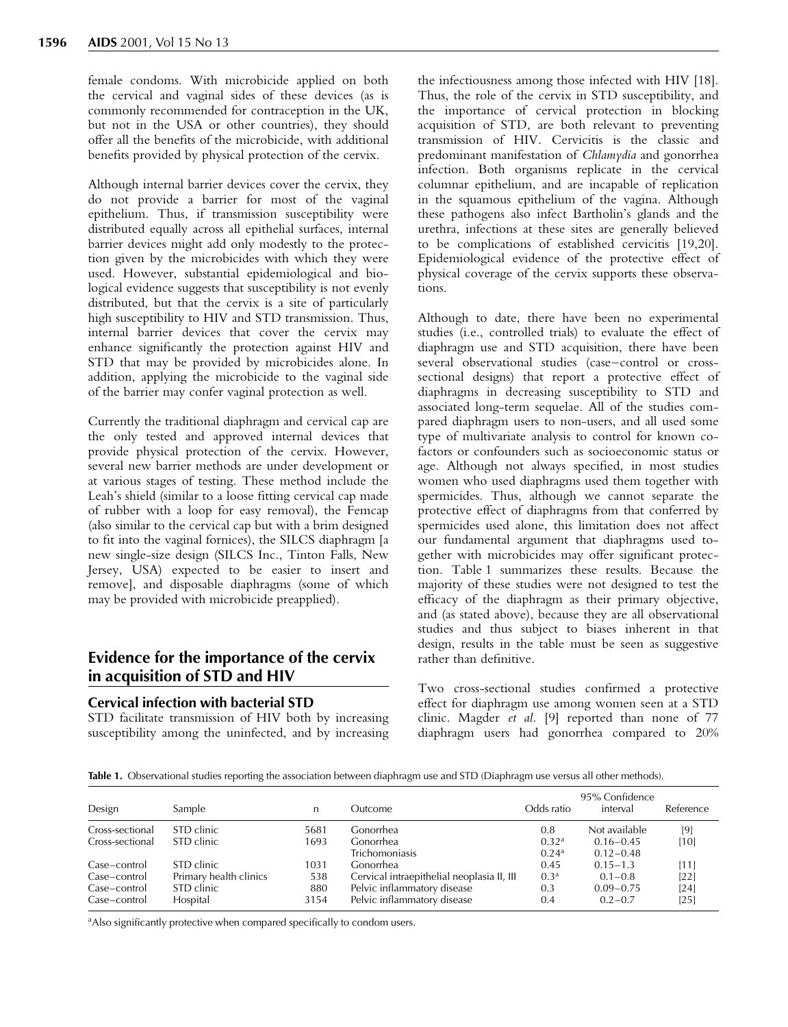female condoms. With microbicide applied on both the cervical and vaginal sides of these devices (as is commonly recommended for contraception in the UK, but not in the USA or other countries), they should offer all the benefits of the microbicide, with additional benefits provided by physical protection of the cervix.

Although internal barrier devices cover the cervix, they do not provide a barrier for most of the vaginal epithelium. Thus, if transmission susceptibility were distributed equally across all epithelial surfaces, internal barrier devices might add only modestly to the protection given by the microbicides with which they were used. However, substantial epidemiological and biological evidence suggests that susceptibility is not evenly distributed, but that the cervix is a site of particularly high susceptibility to HIV and STD transmission. Thus, internal barrier devices that cover the cervix may enhance significantly the protection against HIV and STD that may be provided by microbicides alone. In addition, applying the microbicide to the vaginal side of the barrier may confer vaginal protection as well.

Currently the traditional diaphragm and cervical cap are the only tested and approved internal devices that provide physical protection of the cervix. However, several new barrier methods are under development or at various stages of testing. These method include the Leah's shield (similar to a loose fitting cervical cap made of rubber with a loop for easy removal), the Femcap (also similar to the cervical cap but with a brim designed to fit into the vaginal fornices), the SILCS diaphragm [a new single-size design (SILCS Inc., Tinton Falls, New Jersey, USA) expected to be easier to insert and remove], and disposable diaphragms (some of which may be provided with microbicide preapplied).

## Evidence for the importance of the cervix in acquisition of STD and HIV

### Cervical infection with bacterial STD

STD facilitate transmission of HIV both by increasing susceptibility among the uninfected, and by increasing the infectiousness among those infected with HIV [18]. Thus, the role of the cervix in STD susceptibility, and the importance of cervical protection in blocking acquisition of STD, are both relevant to preventing transmission of HIV. Cervicitis is the classic and predominant manifestation of *Chlamydia* and gonorrhea infection. Both organisms replicate in the cervical columnar epithelium, and are incapable of replication in the squamous epithelium of the vagina. Although these pathogens also infect Bartholin's glands and the urethra, infections at these sites are generally believed to be complications of established cervicitis [19,20]. Epidemiological evidence of the protective effect of physical coverage of the cervix supports these observations.

Although to date, there have been no experimental studies (i.e., controlled trials) to evaluate the effect of diaphragm use and STD acquisition, there have been several observational studies (case–control or cross-sectional designs) that report a protective effect of diaphragms in decreasing susceptibility to STD and associated long-term sequelae. All of the studies compared diaphragm users to non-users, and all used some type of multivariate analysis to control for known cofactors or confounders such as socioeconomic status or age. Although not always specified, in most studies women who used diaphragms used them together with spermicides. Thus, although we cannot separate the protective effect of diaphragms from that conferred by spermicides used alone, this limitation does not affect our fundamental argument that diaphragms used together with microbicides may offer significant protection. Table 1 summarizes these results. Because the majority of these studies were not designed to test the efficacy of the diaphragm as their primary objective, and (as stated above), because they are all observational studies and thus subject to biases inherent in that design, results in the table must be seen as suggestive rather than definitive.

Two cross-sectional studies confirmed a protective effect for diaphragm use among women seen at a STD clinic. Magder *et al.* [9] reported than none of 77 diaphragm users had gonorrhea compared to 20%

**Table 1.** Observational studies reporting the association between diaphragm use and STD (Diaphragm use versus all other methods).

| Design | Sample | n | Outcome | Odds ratio | 95% Confidence interval | Reference |
|---|---|---|---|---|---|---|
| Cross-sectional | STD clinic | 5681 | Gonorrhea | 0.8 | Not available | [9] |
| Cross-sectional | STD clinic | 1693 | Gonorrhea | 0.32[a] | 0.16–0.45 | [10] |
| | | | Trichomoniasis | 0.24[a] | 0.12–0.48 | |
| Case–control | STD clinic | 1031 | Gonorrhea | 0.45 | 0.15–1.3 | [11] |
| Case–control | Primary health clinics | 538 | Cervical intraepithelial neoplasia II, III | 0.3[a] | 0.1–0.8 | [22] |
| Case–control | STD clinic | 880 | Pelvic inflammatory disease | 0.3 | 0.09–0.75 | [24] |
| Case–control | Hospital | 3154 | Pelvic inflammatory disease | 0.4 | 0.2–0.7 | [25] |

[a]Also significantly protective when compared specifically to condom users.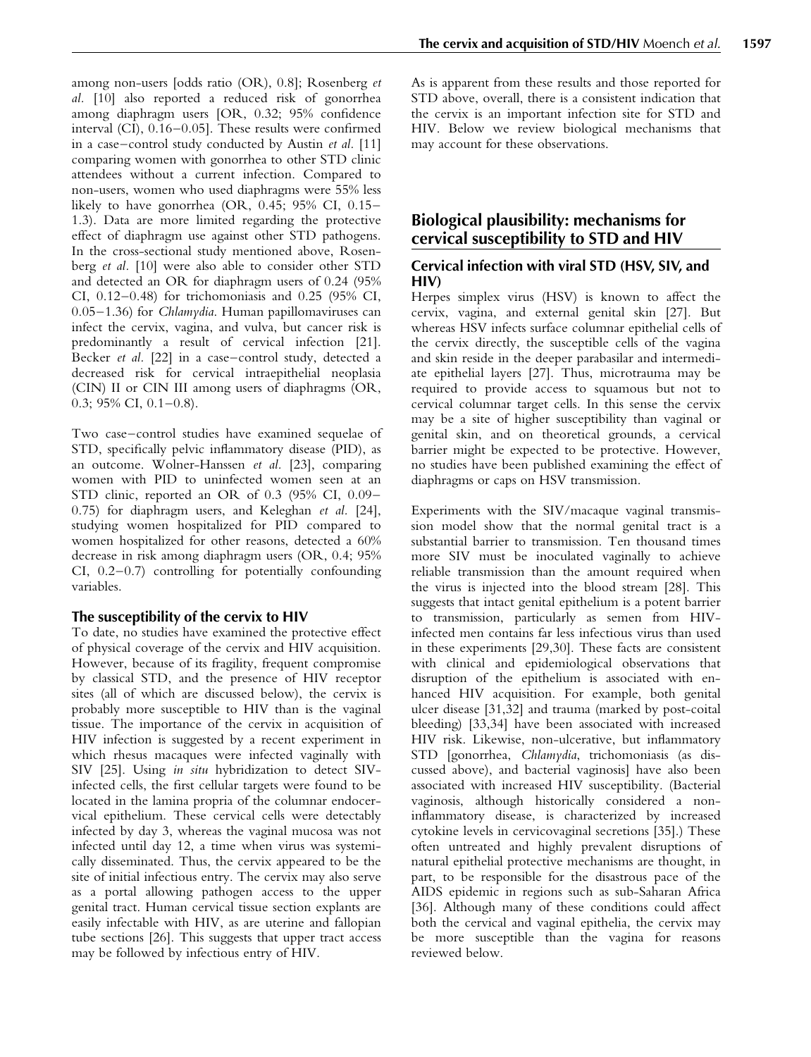among non-users [odds ratio (OR), 0.8]; Rosenberg *et al.* [10] also reported a reduced risk of gonorrhea among diaphragm users [OR, 0.32; 95% confidence interval (CI), 0.16–0.05]. These results were confirmed in a case–control study conducted by Austin *et al.* [11] comparing women with gonorrhea to other STD clinic attendees without a current infection. Compared to non-users, women who used diaphragms were 55% less likely to have gonorrhea (OR, 0.45; 95% CI, 0.15–1.3). Data are more limited regarding the protective effect of diaphragm use against other STD pathogens. In the cross-sectional study mentioned above, Rosenberg *et al.* [10] were also able to consider other STD and detected an OR for diaphragm users of 0.24 (95% CI, 0.12–0.48) for trichomoniasis and 0.25 (95% CI, 0.05–1.36) for *Chlamydia*. Human papillomaviruses can infect the cervix, vagina, and vulva, but cancer risk is predominantly a result of cervical infection [21]. Becker *et al.* [22] in a case–control study, detected a decreased risk for cervical intraepithelial neoplasia (CIN) II or CIN III among users of diaphragms (OR, 0.3; 95% CI, 0.1–0.8).

Two case–control studies have examined sequelae of STD, specifically pelvic inflammatory disease (PID), as an outcome. Wolner-Hanssen *et al.* [23], comparing women with PID to uninfected women seen at an STD clinic, reported an OR of 0.3 (95% CI, 0.09–0.75) for diaphragm users, and Keleghan *et al.* [24], studying women hospitalized for PID compared to women hospitalized for other reasons, detected a 60% decrease in risk among diaphragm users (OR, 0.4; 95% CI, 0.2–0.7) controlling for potentially confounding variables.

### The susceptibility of the cervix to HIV

To date, no studies have examined the protective effect of physical coverage of the cervix and HIV acquisition. However, because of its fragility, frequent compromise by classical STD, and the presence of HIV receptor sites (all of which are discussed below), the cervix is probably more susceptible to HIV than is the vaginal tissue. The importance of the cervix in acquisition of HIV infection is suggested by a recent experiment in which rhesus macaques were infected vaginally with SIV [25]. Using *in situ* hybridization to detect SIV-infected cells, the first cellular targets were found to be located in the lamina propria of the columnar endocervical epithelium. These cervical cells were detectably infected by day 3, whereas the vaginal mucosa was not infected until day 12, a time when virus was systemically disseminated. Thus, the cervix appeared to be the site of initial infectious entry. The cervix may also serve as a portal allowing pathogen access to the upper genital tract. Human cervical tissue section explants are easily infectable with HIV, as are uterine and fallopian tube sections [26]. This suggests that upper tract access may be followed by infectious entry of HIV.

As is apparent from these results and those reported for STD above, overall, there is a consistent indication that the cervix is an important infection site for STD and HIV. Below we review biological mechanisms that may account for these observations.

## Biological plausibility: mechanisms for cervical susceptibility to STD and HIV

### Cervical infection with viral STD (HSV, SIV, and HIV)

Herpes simplex virus (HSV) is known to affect the cervix, vagina, and external genital skin [27]. But whereas HSV infects surface columnar epithelial cells of the cervix directly, the susceptible cells of the vagina and skin reside in the deeper parabasilar and intermediate epithelial layers [27]. Thus, microtrauma may be required to provide access to squamous but not to cervical columnar target cells. In this sense the cervix may be a site of higher susceptibility than vaginal or genital skin, and on theoretical grounds, a cervical barrier might be expected to be protective. However, no studies have been published examining the effect of diaphragms or caps on HSV transmission.

Experiments with the SIV/macaque vaginal transmission model show that the normal genital tract is a substantial barrier to transmission. Ten thousand times more SIV must be inoculated vaginally to achieve reliable transmission than the amount required when the virus is injected into the blood stream [28]. This suggests that intact genital epithelium is a potent barrier to transmission, particularly as semen from HIV-infected men contains far less infectious virus than used in these experiments [29,30]. These facts are consistent with clinical and epidemiological observations that disruption of the epithelium is associated with enhanced HIV acquisition. For example, both genital ulcer disease [31,32] and trauma (marked by post-coital bleeding) [33,34] have been associated with increased HIV risk. Likewise, non-ulcerative, but inflammatory STD [gonorrhea, *Chlamydia*, trichomoniasis (as discussed above), and bacterial vaginosis] have also been associated with increased HIV susceptibility. (Bacterial vaginosis, although historically considered a non-inflammatory disease, is characterized by increased cytokine levels in cervicovaginal secretions [35].) These often untreated and highly prevalent disruptions of natural epithelial protective mechanisms are thought, in part, to be responsible for the disastrous pace of the AIDS epidemic in regions such as sub-Saharan Africa [36]. Although many of these conditions could affect both the cervical and vaginal epithelia, the cervix may be more susceptible than the vagina for reasons reviewed below.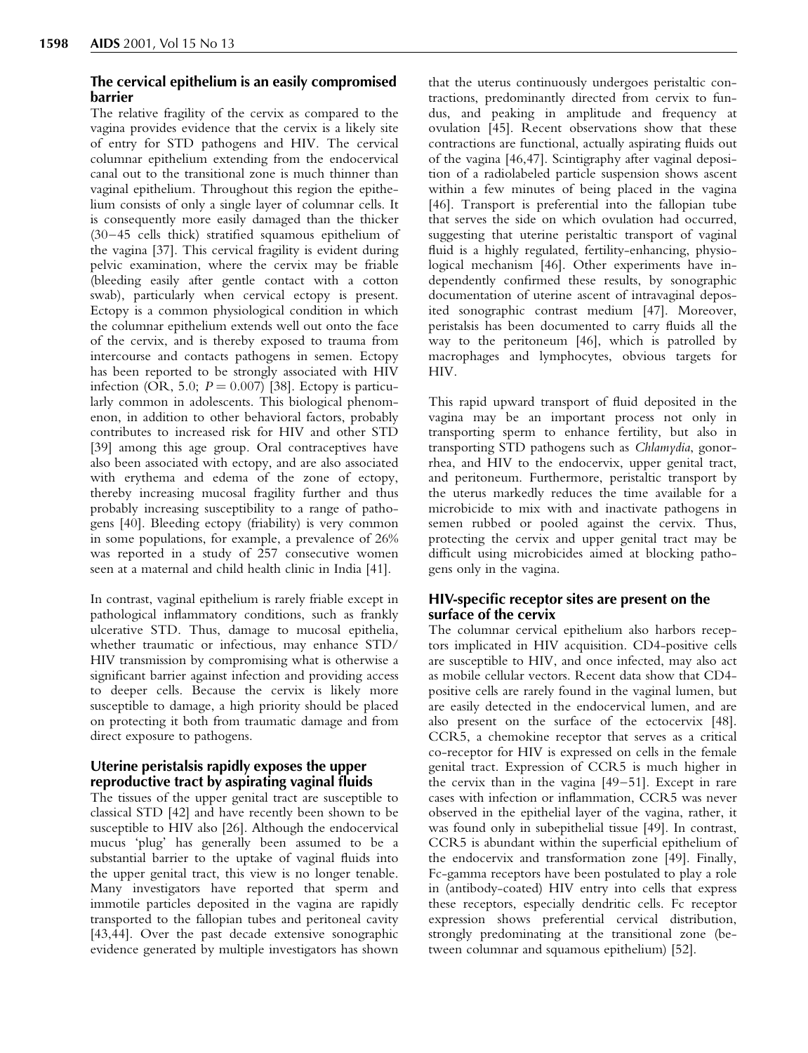## The cervical epithelium is an easily compromised barrier

The relative fragility of the cervix as compared to the vagina provides evidence that the cervix is a likely site of entry for STD pathogens and HIV. The cervical columnar epithelium extending from the endocervical canal out to the transitional zone is much thinner than vaginal epithelium. Throughout this region the epithelium consists of only a single layer of columnar cells. It is consequently more easily damaged than the thicker (30–45 cells thick) stratified squamous epithelium of the vagina [37]. This cervical fragility is evident during pelvic examination, where the cervix may be friable (bleeding easily after gentle contact with a cotton swab), particularly when cervical ectopy is present. Ectopy is a common physiological condition in which the columnar epithelium extends well out onto the face of the cervix, and is thereby exposed to trauma from intercourse and contacts pathogens in semen. Ectopy has been reported to be strongly associated with HIV infection (OR, 5.0; $P = 0.007$) [38]. Ectopy is particularly common in adolescents. This biological phenomenon, in addition to other behavioral factors, probably contributes to increased risk for HIV and other STD [39] among this age group. Oral contraceptives have also been associated with ectopy, and are also associated with erythema and edema of the zone of ectopy, thereby increasing mucosal fragility further and thus probably increasing susceptibility to a range of pathogens [40]. Bleeding ectopy (friability) is very common in some populations, for example, a prevalence of 26% was reported in a study of 257 consecutive women seen at a maternal and child health clinic in India [41].

In contrast, vaginal epithelium is rarely friable except in pathological inflammatory conditions, such as frankly ulcerative STD. Thus, damage to mucosal epithelia, whether traumatic or infectious, may enhance STD/HIV transmission by compromising what is otherwise a significant barrier against infection and providing access to deeper cells. Because the cervix is likely more susceptible to damage, a high priority should be placed on protecting it both from traumatic damage and from direct exposure to pathogens.

## Uterine peristalsis rapidly exposes the upper reproductive tract by aspirating vaginal fluids

The tissues of the upper genital tract are susceptible to classical STD [42] and have recently been shown to be susceptible to HIV also [26]. Although the endocervical mucus 'plug' has generally been assumed to be a substantial barrier to the uptake of vaginal fluids into the upper genital tract, this view is no longer tenable. Many investigators have reported that sperm and immotile particles deposited in the vagina are rapidly transported to the fallopian tubes and peritoneal cavity [43,44]. Over the past decade extensive sonographic evidence generated by multiple investigators has shown that the uterus continuously undergoes peristaltic contractions, predominantly directed from cervix to fundus, and peaking in amplitude and frequency at ovulation [45]. Recent observations show that these contractions are functional, actually aspirating fluids out of the vagina [46,47]. Scintigraphy after vaginal deposition of a radiolabeled particle suspension shows ascent within a few minutes of being placed in the vagina [46]. Transport is preferential into the fallopian tube that serves the side on which ovulation had occurred, suggesting that uterine peristaltic transport of vaginal fluid is a highly regulated, fertility-enhancing, physiological mechanism [46]. Other experiments have independently confirmed these results, by sonographic documentation of uterine ascent of intravaginal deposited sonographic contrast medium [47]. Moreover, peristalsis has been documented to carry fluids all the way to the peritoneum [46], which is patrolled by macrophages and lymphocytes, obvious targets for HIV.

This rapid upward transport of fluid deposited in the vagina may be an important process not only in transporting sperm to enhance fertility, but also in transporting STD pathogens such as *Chlamydia*, gonorrhea, and HIV to the endocervix, upper genital tract, and peritoneum. Furthermore, peristaltic transport by the uterus markedly reduces the time available for a microbicide to mix with and inactivate pathogens in semen rubbed or pooled against the cervix. Thus, protecting the cervix and upper genital tract may be difficult using microbicides aimed at blocking pathogens only in the vagina.

## HIV-specific receptor sites are present on the surface of the cervix

The columnar cervical epithelium also harbors receptors implicated in HIV acquisition. CD4-positive cells are susceptible to HIV, and once infected, may also act as mobile cellular vectors. Recent data show that CD4-positive cells are rarely found in the vaginal lumen, but are easily detected in the endocervical lumen, and are also present on the surface of the ectocervix [48]. CCR5, a chemokine receptor that serves as a critical co-receptor for HIV is expressed on cells in the female genital tract. Expression of CCR5 is much higher in the cervix than in the vagina [49–51]. Except in rare cases with infection or inflammation, CCR5 was never observed in the epithelial layer of the vagina, rather, it was found only in subepithelial tissue [49]. In contrast, CCR5 is abundant within the superficial epithelium of the endocervix and transformation zone [49]. Finally, Fc-gamma receptors have been postulated to play a role in (antibody-coated) HIV entry into cells that express these receptors, especially dendritic cells. Fc receptor expression shows preferential cervical distribution, strongly predominating at the transitional zone (between columnar and squamous epithelium) [52].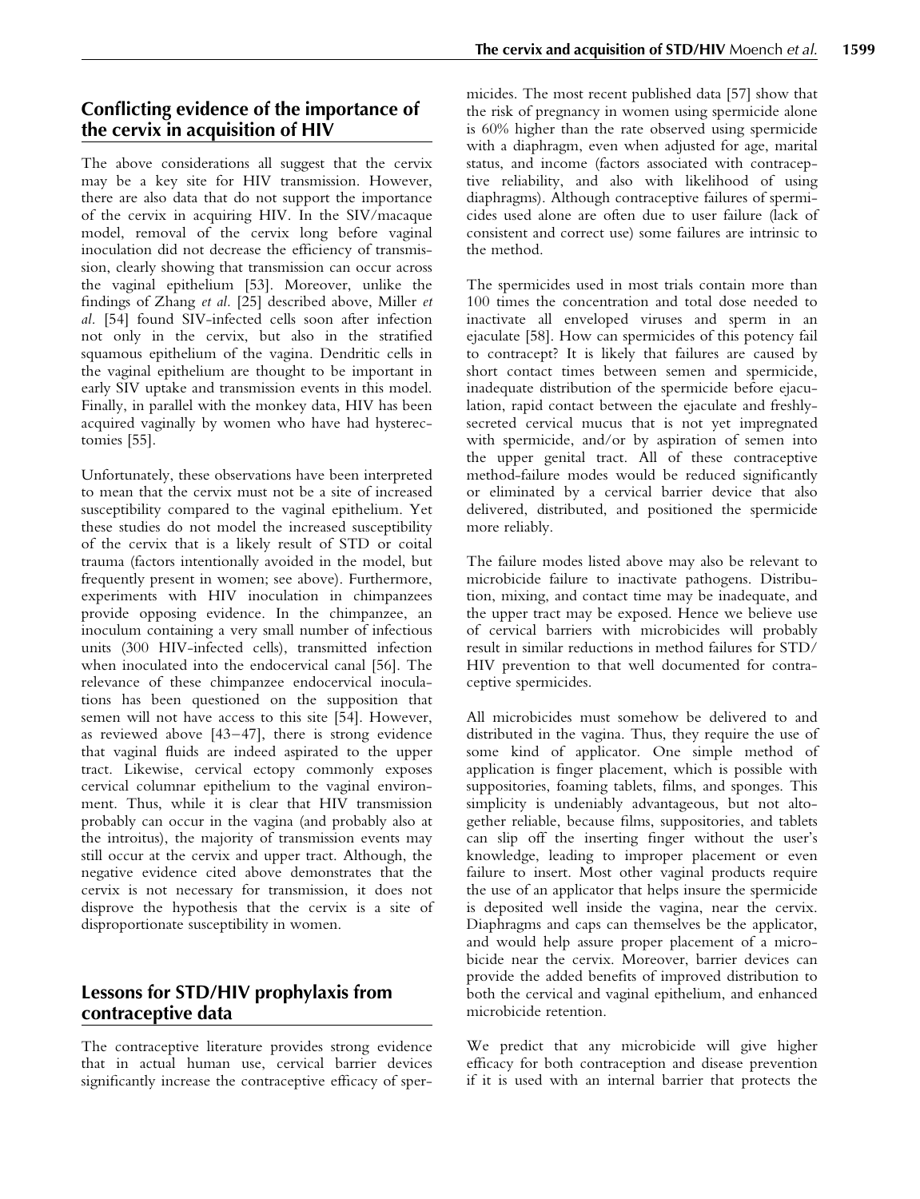## Conflicting evidence of the importance of the cervix in acquisition of HIV

The above considerations all suggest that the cervix may be a key site for HIV transmission. However, there are also data that do not support the importance of the cervix in acquiring HIV. In the SIV/macaque model, removal of the cervix long before vaginal inoculation did not decrease the efficiency of transmission, clearly showing that transmission can occur across the vaginal epithelium [53]. Moreover, unlike the findings of Zhang *et al.* [25] described above, Miller *et al.* [54] found SIV-infected cells soon after infection not only in the cervix, but also in the stratified squamous epithelium of the vagina. Dendritic cells in the vaginal epithelium are thought to be important in early SIV uptake and transmission events in this model. Finally, in parallel with the monkey data, HIV has been acquired vaginally by women who have had hysterectomies [55].

Unfortunately, these observations have been interpreted to mean that the cervix must not be a site of increased susceptibility compared to the vaginal epithelium. Yet these studies do not model the increased susceptibility of the cervix that is a likely result of STD or coital trauma (factors intentionally avoided in the model, but frequently present in women; see above). Furthermore, experiments with HIV inoculation in chimpanzees provide opposing evidence. In the chimpanzee, an inoculum containing a very small number of infectious units (300 HIV-infected cells), transmitted infection when inoculated into the endocervical canal [56]. The relevance of these chimpanzee endocervical inoculations has been questioned on the supposition that semen will not have access to this site [54]. However, as reviewed above [43–47], there is strong evidence that vaginal fluids are indeed aspirated to the upper tract. Likewise, cervical ectopy commonly exposes cervical columnar epithelium to the vaginal environment. Thus, while it is clear that HIV transmission probably can occur in the vagina (and probably also at the introitus), the majority of transmission events may still occur at the cervix and upper tract. Although, the negative evidence cited above demonstrates that the cervix is not necessary for transmission, it does not disprove the hypothesis that the cervix is a site of disproportionate susceptibility in women.

## Lessons for STD/HIV prophylaxis from contraceptive data

The contraceptive literature provides strong evidence that in actual human use, cervical barrier devices significantly increase the contraceptive efficacy of spermicides. The most recent published data [57] show that the risk of pregnancy in women using spermicide alone is 60% higher than the rate observed using spermicide with a diaphragm, even when adjusted for age, marital status, and income (factors associated with contraceptive reliability, and also with likelihood of using diaphragms). Although contraceptive failures of spermicides used alone are often due to user failure (lack of consistent and correct use) some failures are intrinsic to the method.

The spermicides used in most trials contain more than 100 times the concentration and total dose needed to inactivate all enveloped viruses and sperm in an ejaculate [58]. How can spermicides of this potency fail to contracept? It is likely that failures are caused by short contact times between semen and spermicide, inadequate distribution of the spermicide before ejaculation, rapid contact between the ejaculate and freshly-secreted cervical mucus that is not yet impregnated with spermicide, and/or by aspiration of semen into the upper genital tract. All of these contraceptive method-failure modes would be reduced significantly or eliminated by a cervical barrier device that also delivered, distributed, and positioned the spermicide more reliably.

The failure modes listed above may also be relevant to microbicide failure to inactivate pathogens. Distribution, mixing, and contact time may be inadequate, and the upper tract may be exposed. Hence we believe use of cervical barriers with microbicides will probably result in similar reductions in method failures for STD/HIV prevention to that well documented for contraceptive spermicides.

All microbicides must somehow be delivered to and distributed in the vagina. Thus, they require the use of some kind of applicator. One simple method of application is finger placement, which is possible with suppositories, foaming tablets, films, and sponges. This simplicity is undeniably advantageous, but not altogether reliable, because films, suppositories, and tablets can slip off the inserting finger without the user's knowledge, leading to improper placement or even failure to insert. Most other vaginal products require the use of an applicator that helps insure the spermicide is deposited well inside the vagina, near the cervix. Diaphragms and caps can themselves be the applicator, and would help assure proper placement of a microbicide near the cervix. Moreover, barrier devices can provide the added benefits of improved distribution to both the cervical and vaginal epithelium, and enhanced microbicide retention.

We predict that any microbicide will give higher efficacy for both contraception and disease prevention if it is used with an internal barrier that protects the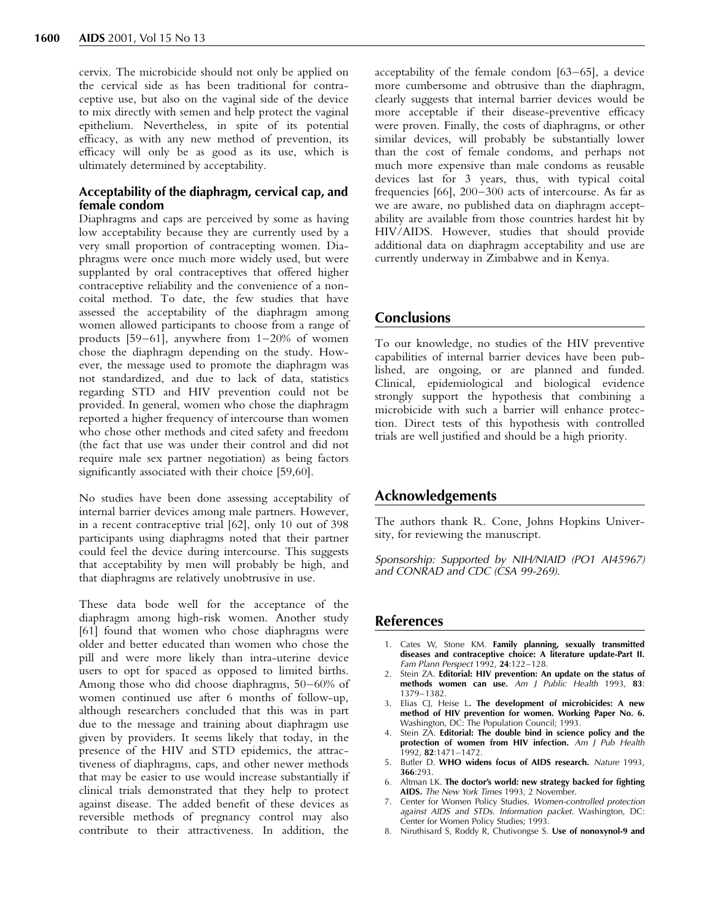cervix. The microbicide should not only be applied on the cervical side as has been traditional for contraceptive use, but also on the vaginal side of the device to mix directly with semen and help protect the vaginal epithelium. Nevertheless, in spite of its potential efficacy, as with any new method of prevention, its efficacy will only be as good as its use, which is ultimately determined by acceptability.

### Acceptability of the diaphragm, cervical cap, and female condom

Diaphragms and caps are perceived by some as having low acceptability because they are currently used by a very small proportion of contracepting women. Diaphragms were once much more widely used, but were supplanted by oral contraceptives that offered higher contraceptive reliability and the convenience of a non-coital method. To date, the few studies that have assessed the acceptability of the diaphragm among women allowed participants to choose from a range of products [59–61], anywhere from 1–20% of women chose the diaphragm depending on the study. However, the message used to promote the diaphragm was not standardized, and due to lack of data, statistics regarding STD and HIV prevention could not be provided. In general, women who chose the diaphragm reported a higher frequency of intercourse than women who chose other methods and cited safety and freedom (the fact that use was under their control and did not require male sex partner negotiation) as being factors significantly associated with their choice [59,60].

No studies have been done assessing acceptability of internal barrier devices among male partners. However, in a recent contraceptive trial [62], only 10 out of 398 participants using diaphragms noted that their partner could feel the device during intercourse. This suggests that acceptability by men will probably be high, and that diaphragms are relatively unobtrusive in use.

These data bode well for the acceptance of the diaphragm among high-risk women. Another study [61] found that women who chose diaphragms were older and better educated than women who chose the pill and were more likely than intra-uterine device users to opt for spaced as opposed to limited births. Among those who did choose diaphragms, 50–60% of women continued use after 6 months of follow-up, although researchers concluded that this was in part due to the message and training about diaphragm use given by providers. It seems likely that today, in the presence of the HIV and STD epidemics, the attractiveness of diaphragms, caps, and other newer methods that may be easier to use would increase substantially if clinical trials demonstrated that they help to protect against disease. The added benefit of these devices as reversible methods of pregnancy control may also contribute to their attractiveness. In addition, the acceptability of the female condom [63–65], a device more cumbersome and obtrusive than the diaphragm, clearly suggests that internal barrier devices would be more acceptable if their disease-preventive efficacy were proven. Finally, the costs of diaphragms, or other similar devices, will probably be substantially lower than the cost of female condoms, and perhaps not much more expensive than male condoms as reusable devices last for 3 years, thus, with typical coital frequencies [66], 200–300 acts of intercourse. As far as we are aware, no published data on diaphragm acceptability are available from those countries hardest hit by HIV/AIDS. However, studies that should provide additional data on diaphragm acceptability and use are currently underway in Zimbabwe and in Kenya.

## Conclusions

To our knowledge, no studies of the HIV preventive capabilities of internal barrier devices have been published, are ongoing, or are planned and funded. Clinical, epidemiological and biological evidence strongly support the hypothesis that combining a microbicide with such a barrier will enhance protection. Direct tests of this hypothesis with controlled trials are well justified and should be a high priority.

## Acknowledgements

The authors thank R. Cone, Johns Hopkins University, for reviewing the manuscript.

*Sponsorship: Supported by NIH/NIAID (PO1 AI45967) and CONRAD and CDC (CSA 99-269).*

## References

1. Cates W, Stone KM. **Family planning, sexually transmitted diseases and contraceptive choice: A literature update-Part II.** *Fam Plann Perspect* 1992, **24**:122–128.
2. Stein ZA. **Editorial: HIV prevention: An update on the status of methods women can use.** *Am J Public Health* 1993, **83**: 1379–1382.
3. Elias CJ, Heise L. **The development of microbicides: A new method of HIV prevention for women. Working Paper No. 6.** Washington, DC: The Population Council; 1993.
4. Stein ZA. **Editorial: The double bind in science policy and the protection of women from HIV infection.** *Am J Pub Health* 1992, **82**:1471–1472.
5. Butler D. **WHO widens focus of AIDS research.** *Nature* 1993, **366**:293.
6. Altman LK. **The doctor's world: new strategy backed for fighting AIDS.** *The New York Times* 1993, 2 November.
7. Center for Women Policy Studies. *Women-controlled protection against AIDS and STDs. Information packet.* Washington, DC: Center for Women Policy Studies; 1993.
8. Niruthisard S, Roddy R, Chutivongse S. **Use of nonoxynol-9 and**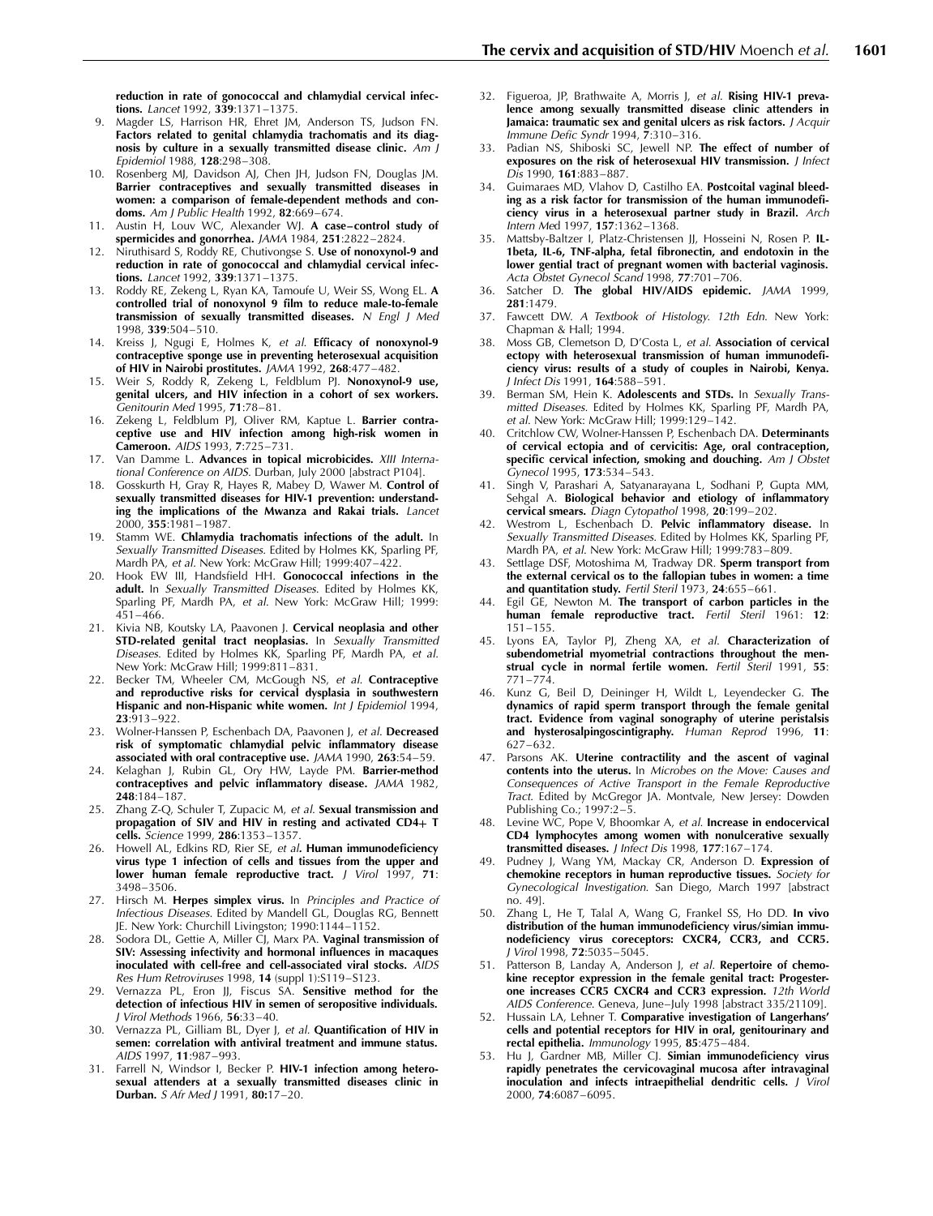reduction in rate of gonococcal and chlamydial cervical infections. *Lancet* 1992, **339**:1371–1375.

9. Magder LS, Harrison HR, Ehret JM, Anderson TS, Judson FN. **Factors related to genital chlamydia trachomatis and its diagnosis by culture in a sexually transmitted disease clinic.** *Am J Epidemiol* 1988, **128**:298–308.
10. Rosenberg MJ, Davidson AJ, Chen JH, Judson FN, Douglas JM. **Barrier contraceptives and sexually transmitted diseases in women: a comparison of female-dependent methods and condoms.** *Am J Public Health* 1992, **82**:669–674.
11. Austin H, Louv WC, Alexander WJ. **A case–control study of spermicides and gonorrhea.** *JAMA* 1984, **251**:2822–2824.
12. Niruthisard S, Roddy RE, Chutivongse S. **Use of nonoxynol-9 and reduction in rate of gonococcal and chlamydial cervical infections.** *Lancet* 1992, **339**:1371–1375.
13. Roddy RE, Zekeng L, Ryan KA, Tamoufe U, Weir SS, Wong EL. **A controlled trial of nonoxynol 9 film to reduce male-to-female transmission of sexually transmitted diseases.** *N Engl J Med* 1998, **339**:504–510.
14. Kreiss J, Ngugi E, Holmes K, *et al.* **Efficacy of nonoxynol-9 contraceptive sponge use in preventing heterosexual acquisition of HIV in Nairobi prostitutes.** *JAMA* 1992, **268**:477–482.
15. Weir S, Roddy R, Zekeng L, Feldblum PJ. **Nonoxynol-9 use, genital ulcers, and HIV infection in a cohort of sex workers.** *Genitourin Med* 1995, **71**:78–81.
16. Zekeng L, Feldblum PJ, Oliver RM, Kaptue L. **Barrier contraceptive use and HIV infection among high-risk women in Cameroon.** *AIDS* 1993, **7**:725–731.
17. Van Damme L. **Advances in topical microbicides.** *XIII International Conference on AIDS.* Durban, July 2000 [abstract P104].
18. Gosskurth H, Gray R, Hayes R, Mabey D, Wawer M. **Control of sexually transmitted diseases for HIV-1 prevention: understanding the implications of the Mwanza and Rakai trials.** *Lancet* 2000, **355**:1981–1987.
19. Stamm WE. **Chlamydia trachomatis infections of the adult.** In *Sexually Transmitted Diseases.* Edited by Holmes KK, Sparling PF, Mardh PA, *et al.* New York: McGraw Hill; 1999:407–422.
20. Hook EW III, Handsfield HH. **Gonococcal infections in the adult.** In *Sexually Transmitted Diseases.* Edited by Holmes KK, Sparling PF, Mardh PA, *et al.* New York: McGraw Hill; 1999: 451–466.
21. Kivia NB, Koutsky LA, Paavonen J. **Cervical neoplasia and other STD-related genital tract neoplasias.** In *Sexually Transmitted Diseases.* Edited by Holmes KK, Sparling PF, Mardh PA, *et al.* New York: McGraw Hill; 1999:811–831.
22. Becker TM, Wheeler CM, McGough NS, *et al.* **Contraceptive and reproductive risks for cervical dysplasia in southwestern Hispanic and non-Hispanic white women.** *Int J Epidemiol* 1994, **23**:913–922.
23. Wolner-Hanssen P, Eschenbach DA, Paavonen J, *et al.* **Decreased risk of symptomatic chlamydial pelvic inflammatory disease associated with oral contraceptive use.** *JAMA* 1990, **263**:54–59.
24. Kelaghan J, Rubin GL, Ory HW, Layde PM. **Barrier-method contraceptives and pelvic inflammatory disease.** *JAMA* 1982, **248**:184–187.
25. Zhang Z-Q, Schuler T, Zupacic M, *et al.* **Sexual transmission and propagation of SIV and HIV in resting and activated CD4+ T cells.** *Science* 1999, **286**:1353–1357.
26. Howell AL, Edkins RD, Rier SE, *et al.* **Human immunodeficiency virus type 1 infection of cells and tissues from the upper and lower human female reproductive tract.** *J Virol* 1997, **71**: 3498–3506.
27. Hirsch M. **Herpes simplex virus.** In *Principles and Practice of Infectious Diseases.* Edited by Mandell GL, Douglas RG, Bennett JE. New York: Churchill Livingston; 1990:1144–1152.
28. Sodora DL, Gettie A, Miller CJ, Marx PA. **Vaginal transmission of SIV: Assessing infectivity and hormonal influences in macaques inoculated with cell-free and cell-associated viral stocks.** *AIDS Res Hum Retroviruses* 1998, **14** (suppl 1):S119–S123.
29. Vernazza PL, Eron JJ, Fiscus SA. **Sensitive method for the detection of infectious HIV in semen of seropositive individuals.** *J Virol Methods* 1966, **56**:33–40.
30. Vernazza PL, Gilliam BL, Dyer J, *et al.* **Quantification of HIV in semen: correlation with antiviral treatment and immune status.** *AIDS* 1997, **11**:987–993.
31. Farrell N, Windsor I, Becker P. **HIV-1 infection among heterosexual attenders at a sexually transmitted diseases clinic in Durban.** *S Afr Med J* 1991, **80:**17–20.
32. Figueroa, JP, Brathwaite A, Morris J, *et al.* **Rising HIV-1 prevalence among sexually transmitted disease clinic attenders in Jamaica: traumatic sex and genital ulcers as risk factors.** *J Acquir Immune Defic Syndr* 1994, **7**:310–316.
33. Padian NS, Shiboski SC, Jewell NP. **The effect of number of exposures on the risk of heterosexual HIV transmission.** *J Infect Dis* 1990, **161**:883–887.
34. Guimaraes MD, Vlahov D, Castilho EA. **Postcoital vaginal bleeding as a risk factor for transmission of the human immunodeficiency virus in a heterosexual partner study in Brazil.** *Arch Intern Med* 1997, **157**:1362–1368.
35. Mattsby-Baltzer I, Platz-Christensen JJ, Hosseini N, Rosen P. **IL-1beta, IL-6, TNF-alpha, fetal fibronectin, and endotoxin in the lower gential tract of pregnant women with bacterial vaginosis.** *Acta Obstet Gynecol Scand* 1998, **77**:701–706.
36. Satcher D. **The global HIV/AIDS epidemic.** *JAMA* 1999, **281**:1479.
37. Fawcett DW. *A Textbook of Histology. 12th Edn.* New York: Chapman & Hall; 1994.
38. Moss GB, Clemetson D, D'Costa L, *et al.* **Association of cervical ectopy with heterosexual transmission of human immunodeficiency virus: results of a study of couples in Nairobi, Kenya.** *J Infect Dis* 1991, **164**:588–591.
39. Berman SM, Hein K. **Adolescents and STDs.** In *Sexually Transmitted Diseases.* Edited by Holmes KK, Sparling PF, Mardh PA, *et al.* New York: McGraw Hill; 1999:129–142.
40. Critchlow CW, Wolner-Hanssen P, Eschenbach DA. **Determinants of cervical ectopia and of cervicitis: Age, oral contraception, specific cervical infection, smoking and douching.** *Am J Obstet Gynecol* 1995, **173**:534–543.
41. Singh V, Parashari A, Satyanarayana L, Sodhani P, Gupta MM, Sehgal A. **Biological behavior and etiology of inflammatory cervical smears.** *Diagn Cytopathol* 1998, **20**:199–202.
42. Westrom L, Eschenbach D. **Pelvic inflammatory disease.** In *Sexually Transmitted Diseases.* Edited by Holmes KK, Sparling PF, Mardh PA, *et al.* New York: McGraw Hill; 1999:783–809.
43. Settlage DSF, Motoshima M, Tradway DR. **Sperm transport from the external cervical os to the fallopian tubes in women: a time and quantitation study.** *Fertil Steril* 1973, **24**:655–661.
44. Egil GE, Newton M. **The transport of carbon particles in the human female reproductive tract.** *Fertil Steril* 1961: **12**: 151–155.
45. Lyons EA, Taylor PJ, Zheng XA, *et al.* **Characterization of subendometrial myometrial contractions throughout the menstrual cycle in normal fertile women.** *Fertil Steril* 1991, **55**: 771–774.
46. Kunz G, Beil D, Deininger H, Wildt L, Leyendecker G. **The dynamics of rapid sperm transport through the female genital tract. Evidence from vaginal sonography of uterine peristalsis and hysterosalpingoscintigraphy.** *Human Reprod* 1996, **11**: 627–632.
47. Parsons AK. **Uterine contractility and the ascent of vaginal contents into the uterus.** In *Microbes on the Move: Causes and Consequences of Active Transport in the Female Reproductive Tract.* Edited by McGregor JA. Montvale, New Jersey: Dowden Publishing Co.; 1997:2–5.
48. Levine WC, Pope V, Bhoomkar A, *et al.* **Increase in endocervical CD4 lymphocytes among women with nonulcerative sexually transmitted diseases.** *J Infect Dis* 1998, **177**:167–174.
49. Pudney J, Wang YM, Mackay CR, Anderson D. **Expression of chemokine receptors in human reproductive tissues.** *Society for Gynecological Investigation.* San Diego, March 1997 [abstract no. 49].
50. Zhang L, He T, Talal A, Wang G, Frankel SS, Ho DD. **In vivo distribution of the human immunodeficiency virus/simian immunodeficiency virus coreceptors: CXCR4, CCR3, and CCR5.** *J Virol* 1998, **72**:5035–5045.
51. Patterson B, Landay A, Anderson J, *et al.* **Repertoire of chemokine receptor expression in the female genital tract: Progesterone increases CCR5 CXCR4 and CCR3 expression.** *12th World AIDS Conference.* Geneva, June–July 1998 [abstract 335/21109].
52. Hussain LA, Lehner T. **Comparative investigation of Langerhans' cells and potential receptors for HIV in oral, genitourinary and rectal epithelia.** *Immunology* 1995, **85**:475–484.
53. Hu J, Gardner MB, Miller CJ. **Simian immunodeficiency virus rapidly penetrates the cervicovaginal mucosa after intravaginal inoculation and infects intraepithelial dendritic cells.** *J Virol* 2000, **74**:6087–6095.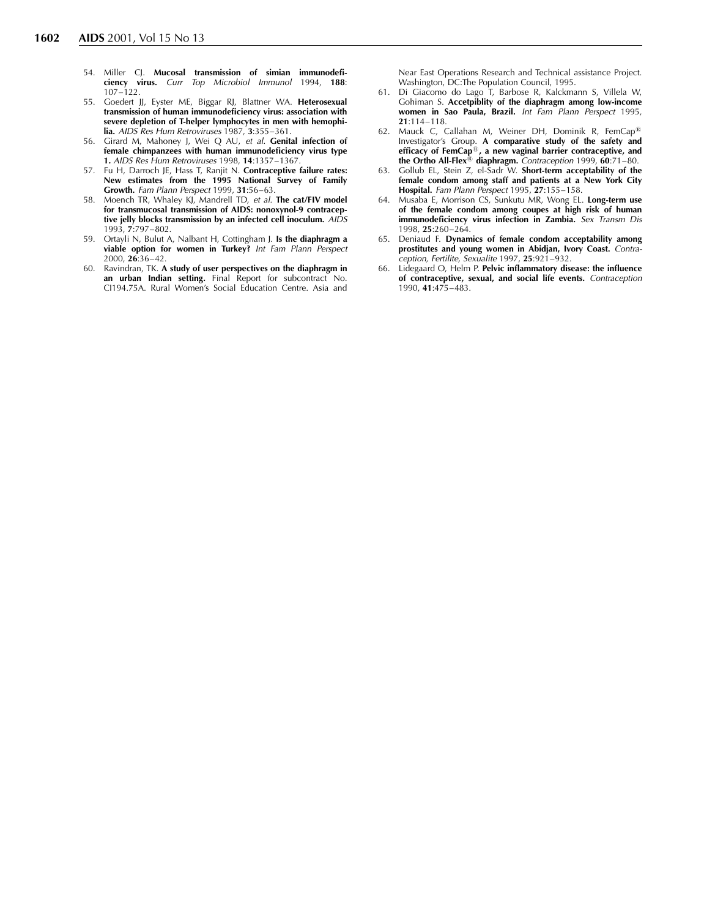54. Miller CJ. **Mucosal transmission of simian immunodeficiency virus.** *Curr Top Microbiol Immunol* 1994, **188**: 107–122.
55. Goedert JJ, Eyster ME, Biggar RJ, Blattner WA. **Heterosexual transmission of human immunodeficiency virus: association with severe depletion of T-helper lymphocytes in men with hemophilia.** *AIDS Res Hum Retroviruses* 1987, **3**:355–361.
56. Girard M, Mahoney J, Wei Q AU, *et al.* **Genital infection of female chimpanzees with human immunodeficiency virus type 1.** *AIDS Res Hum Retroviruses* 1998, **14**:1357–1367.
57. Fu H, Darroch JE, Hass T, Ranjit N. **Contraceptive failure rates: New estimates from the 1995 National Survey of Family Growth.** *Fam Plann Perspect* 1999, **31**:56–63.
58. Moench TR, Whaley KJ, Mandrell TD, *et al.* **The cat/FIV model for transmucosal transmission of AIDS: nonoxynol-9 contraceptive jelly blocks transmission by an infected cell inoculum.** *AIDS* 1993, **7**:797–802.
59. Ortayli N, Bulut A, Nalbant H, Cottingham J. **Is the diaphragm a viable option for women in Turkey?** *Int Fam Plann Perspect* 2000, **26**:36–42.
60. Ravindran, TK. **A study of user perspectives on the diaphragm in an urban Indian setting.** Final Report for subcontract No. CI194.75A. Rural Women's Social Education Centre. Asia and Near East Operations Research and Technical assistance Project. Washington, DC:The Population Council, 1995.
61. Di Giacomo do Lago T, Barbose R, Kalckmann S, Villela W, Gohiman S. **Accetpiblity of the diaphragm among low-income women in Sao Paula, Brazil.** *Int Fam Plann Perspect* 1995, **21**:114–118.
62. Mauck C, Callahan M, Weiner DH, Dominik R, FemCap® Investigator's Group. **A comparative study of the safety and efficacy of FemCap®, a new vaginal barrier contraceptive, and the Ortho All-Flex® diaphragm.** *Contraception* 1999, **60**:71–80.
63. Gollub EL, Stein Z, el-Sadr W. **Short-term acceptability of the female condom among staff and patients at a New York City Hospital.** *Fam Plann Perspect* 1995, **27**:155–158.
64. Musaba E, Morrison CS, Sunkutu MR, Wong EL. **Long-term use of the female condom among coupes at high risk of human immunodeficiency virus infection in Zambia.** *Sex Transm Dis* 1998, **25**:260–264.
65. Deniaud F. **Dynamics of female condom acceptability among prostitutes and young women in Abidjan, Ivory Coast.** *Contraception, Fertilite, Sexualite* 1997, **25**:921–932.
66. Lidegaard O, Helm P. **Pelvic inflammatory disease: the influence of contraceptive, sexual, and social life events.** *Contraception* 1990, **41**:475–483.